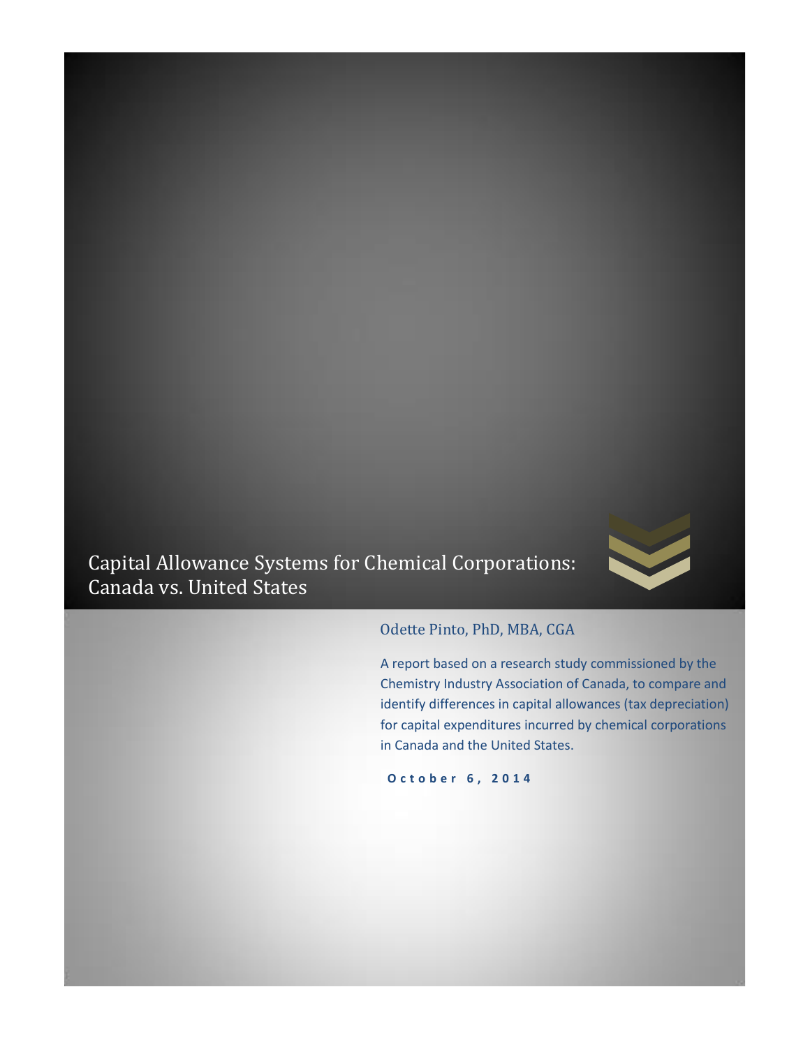# Capital Allowance Systems for Chemical Corporations: Canada vs. United States

Odette Pinto, PhD, MBA, CGA

A report based on a research study commissioned by the Chemistry Industry Association of Canada, to compare and identify differences in capital allowances (tax depreciation) for capital expenditures incurred by chemical corporations in Canada and the United States.

**October 6, 2014**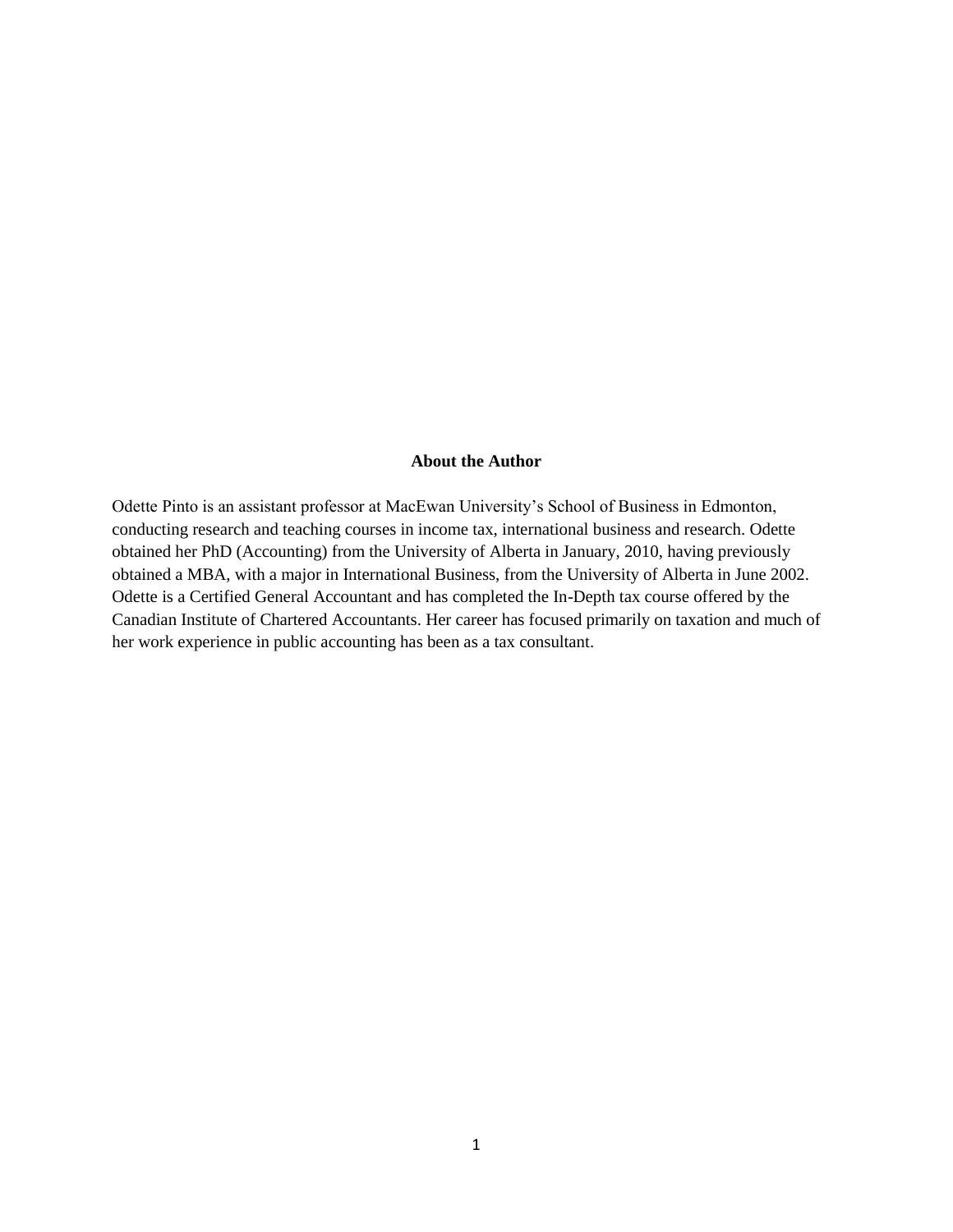## About the Author

Odette Pinto is an assistant professor at MacEwan University's School of Business in Edmonton, conducting research and teaching courses in income tax, international business and research. Odette obtained her PhD (Accounting) from the University of Alberta in January, 2010, having previously obtained a MBA, with a major in International Business, from the University of Alberta in June 2002. Odette is a Certified General Accountant and has completed the In-Depth tax course offered by the Canadian Institute of Chartered Accountants. Her career has focused primarily on taxation and much of her work experience in public accounting has been as a tax consultant.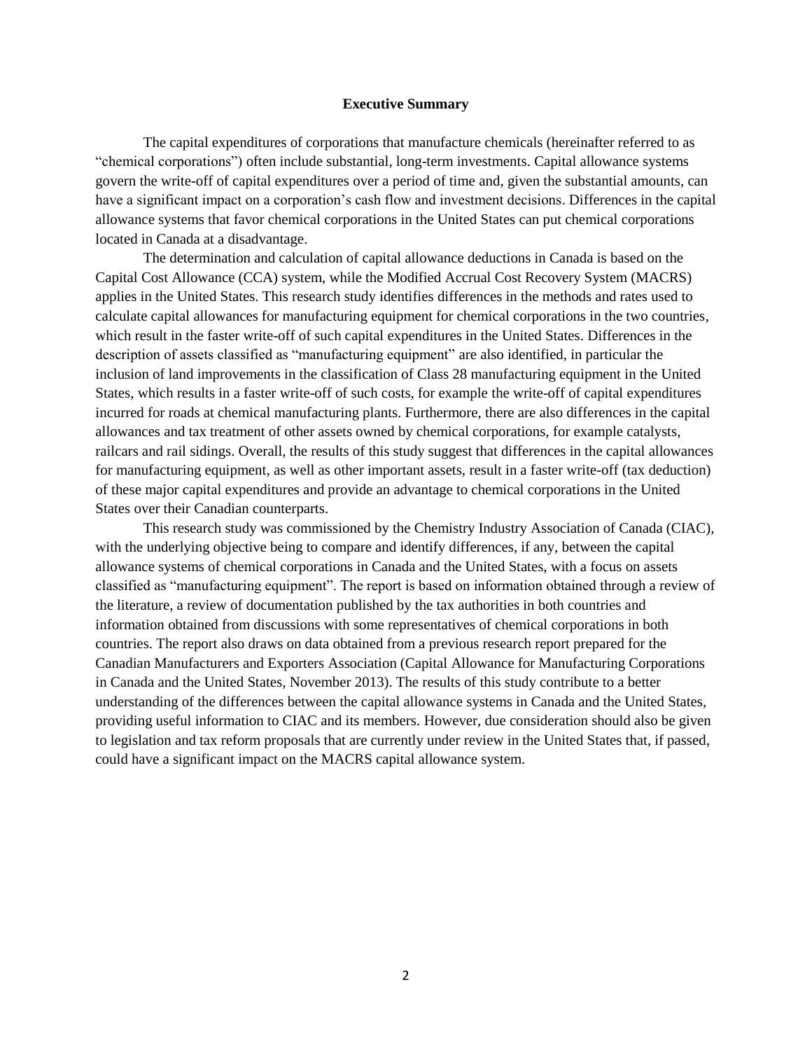## Executive Summary

The capital expenditures of corporations that manufacture chemicals (hereinafter referred to as "chemical corporations") often include substantial, long-term investments. Capital allowance systems govern the write-off of capital expenditures over a period of time and, given the substantial amounts, can have a significant impact on a corporation's cash flow and investment decisions. Differences in the capital allowance systems that favor chemical corporations in the United States can put chemical corporations located in Canada at a disadvantage.

The determination and calculation of capital allowance deductions in Canada is based on the Capital Cost Allowance (CCA) system, while the Modified Accrual Cost Recovery System (MACRS) applies in the United States. This research study identifies differences in the methods and rates used to calculate capital allowances for manufacturing equipment for chemical corporations in the two countries, which result in the faster write-off of such capital expenditures in the United States. Differences in the description of assets classified as "manufacturing equipment" are also identified, in particular the inclusion of land improvements in the classification of Class 28 manufacturing equipment in the United States, which results in a faster write-off of such costs, for example the write-off of capital expenditures incurred for roads at chemical manufacturing plants. Furthermore, there are also differences in the capital allowances and tax treatment of other assets owned by chemical corporations, for example catalysts, railcars and rail sidings. Overall, the results of this study suggest that differences in the capital allowances for manufacturing equipment, as well as other important assets, result in a faster write-off (tax deduction) of these major capital expenditures and provide an advantage to chemical corporations in the United States over their Canadian counterparts.

This research study was commissioned by the Chemistry Industry Association of Canada (CIAC), with the underlying objective being to compare and identify differences, if any, between the capital allowance systems of chemical corporations in Canada and the United States, with a focus on assets classified as "manufacturing equipment". The report is based on information obtained through a review of the literature, a review of documentation published by the tax authorities in both countries and information obtained from discussions with some representatives of chemical corporations in both countries. The report also draws on data obtained from a previous research report prepared for the Canadian Manufacturers and Exporters Association (Capital Allowance for Manufacturing Corporations in Canada and the United States, November 2013). The results of this study contribute to a better understanding of the differences between the capital allowance systems in Canada and the United States, providing useful information to CIAC and its members. However, due consideration should also be given to legislation and tax reform proposals that are currently under review in the United States that, if passed, could have a significant impact on the MACRS capital allowance system.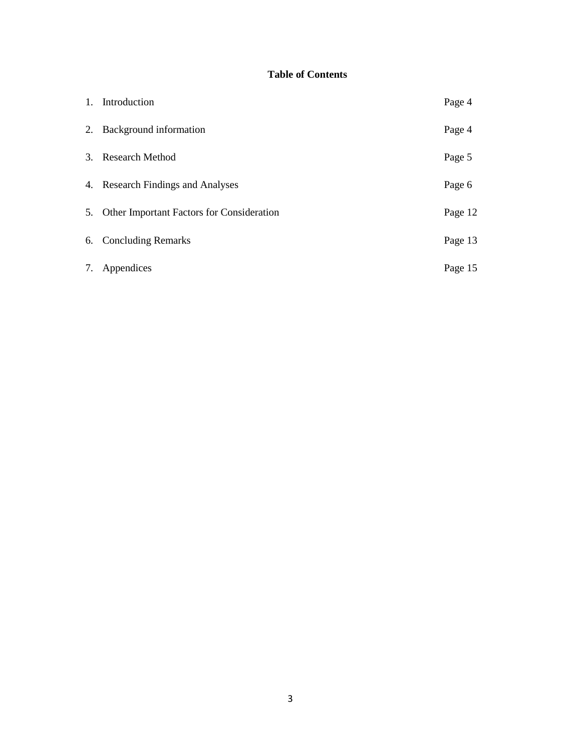**Table of Contents**

| | |
|---|---|
| 1. Introduction | Page 4 |
| 2. Background information | Page 4 |
| 3. Research Method | Page 5 |
| 4. Research Findings and Analyses | Page 6 |
| 5. Other Important Factors for Consideration | Page 12 |
| 6. Concluding Remarks | Page 13 |
| 7. Appendices | Page 15 |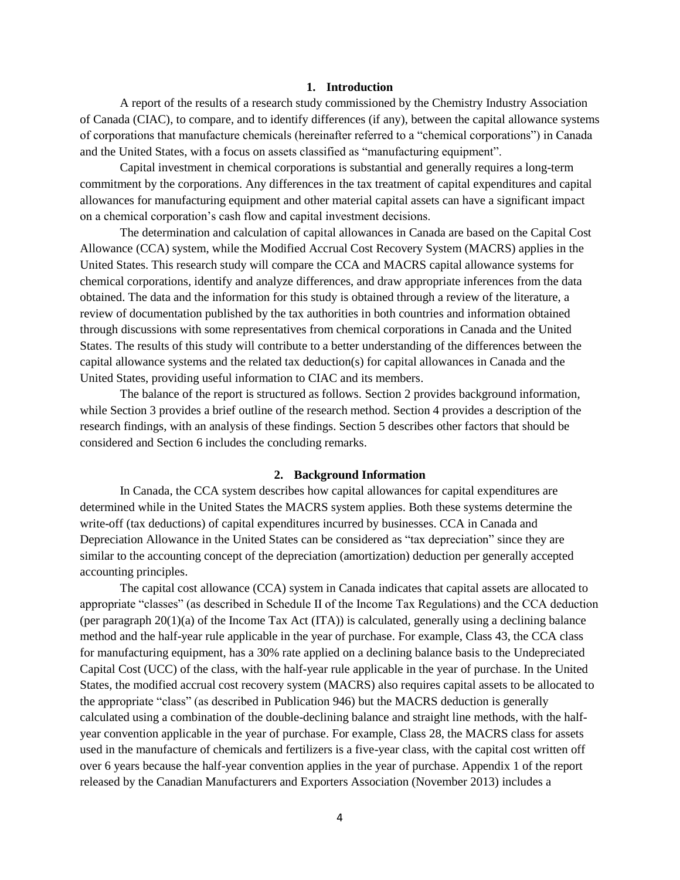## 1. Introduction

A report of the results of a research study commissioned by the Chemistry Industry Association of Canada (CIAC), to compare, and to identify differences (if any), between the capital allowance systems of corporations that manufacture chemicals (hereinafter referred to a "chemical corporations") in Canada and the United States, with a focus on assets classified as "manufacturing equipment".

Capital investment in chemical corporations is substantial and generally requires a long-term commitment by the corporations. Any differences in the tax treatment of capital expenditures and capital allowances for manufacturing equipment and other material capital assets can have a significant impact on a chemical corporation's cash flow and capital investment decisions.

The determination and calculation of capital allowances in Canada are based on the Capital Cost Allowance (CCA) system, while the Modified Accrual Cost Recovery System (MACRS) applies in the United States. This research study will compare the CCA and MACRS capital allowance systems for chemical corporations, identify and analyze differences, and draw appropriate inferences from the data obtained. The data and the information for this study is obtained through a review of the literature, a review of documentation published by the tax authorities in both countries and information obtained through discussions with some representatives from chemical corporations in Canada and the United States. The results of this study will contribute to a better understanding of the differences between the capital allowance systems and the related tax deduction(s) for capital allowances in Canada and the United States, providing useful information to CIAC and its members.

The balance of the report is structured as follows. Section 2 provides background information, while Section 3 provides a brief outline of the research method. Section 4 provides a description of the research findings, with an analysis of these findings. Section 5 describes other factors that should be considered and Section 6 includes the concluding remarks.

## 2. Background Information

In Canada, the CCA system describes how capital allowances for capital expenditures are determined while in the United States the MACRS system applies. Both these systems determine the write-off (tax deductions) of capital expenditures incurred by businesses. CCA in Canada and Depreciation Allowance in the United States can be considered as "tax depreciation" since they are similar to the accounting concept of the depreciation (amortization) deduction per generally accepted accounting principles.

The capital cost allowance (CCA) system in Canada indicates that capital assets are allocated to appropriate "classes" (as described in Schedule II of the Income Tax Regulations) and the CCA deduction (per paragraph 20(1)(a) of the Income Tax Act (ITA)) is calculated, generally using a declining balance method and the half-year rule applicable in the year of purchase. For example, Class 43, the CCA class for manufacturing equipment, has a 30% rate applied on a declining balance basis to the Undepreciated Capital Cost (UCC) of the class, with the half-year rule applicable in the year of purchase. In the United States, the modified accrual cost recovery system (MACRS) also requires capital assets to be allocated to the appropriate "class" (as described in Publication 946) but the MACRS deduction is generally calculated using a combination of the double-declining balance and straight line methods, with the half-year convention applicable in the year of purchase. For example, Class 28, the MACRS class for assets used in the manufacture of chemicals and fertilizers is a five-year class, with the capital cost written off over 6 years because the half-year convention applies in the year of purchase. Appendix 1 of the report released by the Canadian Manufacturers and Exporters Association (November 2013) includes a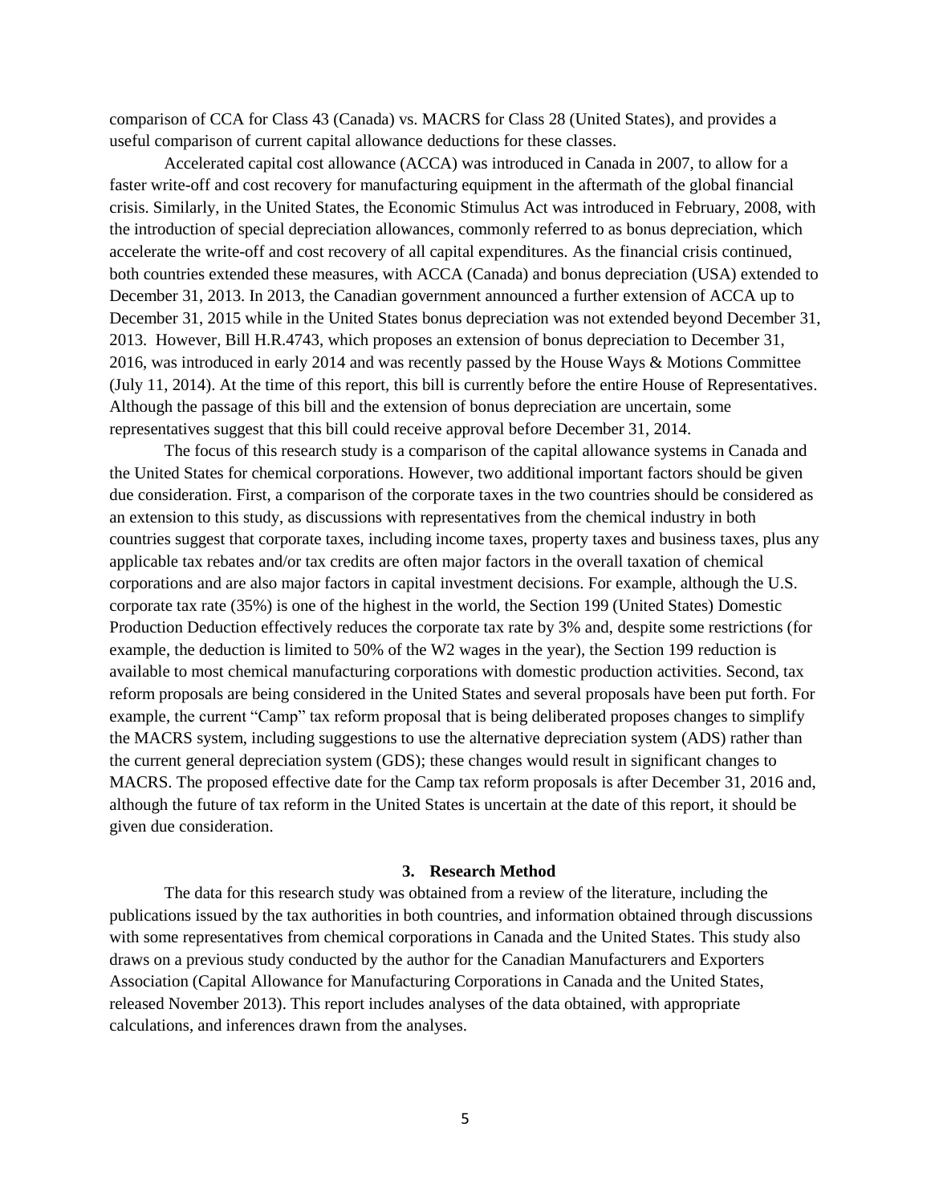comparison of CCA for Class 43 (Canada) vs. MACRS for Class 28 (United States), and provides a useful comparison of current capital allowance deductions for these classes.

Accelerated capital cost allowance (ACCA) was introduced in Canada in 2007, to allow for a faster write-off and cost recovery for manufacturing equipment in the aftermath of the global financial crisis. Similarly, in the United States, the Economic Stimulus Act was introduced in February, 2008, with the introduction of special depreciation allowances, commonly referred to as bonus depreciation, which accelerate the write-off and cost recovery of all capital expenditures. As the financial crisis continued, both countries extended these measures, with ACCA (Canada) and bonus depreciation (USA) extended to December 31, 2013. In 2013, the Canadian government announced a further extension of ACCA up to December 31, 2015 while in the United States bonus depreciation was not extended beyond December 31, 2013. However, Bill H.R.4743, which proposes an extension of bonus depreciation to December 31, 2016, was introduced in early 2014 and was recently passed by the House Ways & Motions Committee (July 11, 2014). At the time of this report, this bill is currently before the entire House of Representatives. Although the passage of this bill and the extension of bonus depreciation are uncertain, some representatives suggest that this bill could receive approval before December 31, 2014.

The focus of this research study is a comparison of the capital allowance systems in Canada and the United States for chemical corporations. However, two additional important factors should be given due consideration. First, a comparison of the corporate taxes in the two countries should be considered as an extension to this study, as discussions with representatives from the chemical industry in both countries suggest that corporate taxes, including income taxes, property taxes and business taxes, plus any applicable tax rebates and/or tax credits are often major factors in the overall taxation of chemical corporations and are also major factors in capital investment decisions. For example, although the U.S. corporate tax rate (35%) is one of the highest in the world, the Section 199 (United States) Domestic Production Deduction effectively reduces the corporate tax rate by 3% and, despite some restrictions (for example, the deduction is limited to 50% of the W2 wages in the year), the Section 199 reduction is available to most chemical manufacturing corporations with domestic production activities. Second, tax reform proposals are being considered in the United States and several proposals have been put forth. For example, the current "Camp" tax reform proposal that is being deliberated proposes changes to simplify the MACRS system, including suggestions to use the alternative depreciation system (ADS) rather than the current general depreciation system (GDS); these changes would result in significant changes to MACRS. The proposed effective date for the Camp tax reform proposals is after December 31, 2016 and, although the future of tax reform in the United States is uncertain at the date of this report, it should be given due consideration.

## 3. Research Method

The data for this research study was obtained from a review of the literature, including the publications issued by the tax authorities in both countries, and information obtained through discussions with some representatives from chemical corporations in Canada and the United States. This study also draws on a previous study conducted by the author for the Canadian Manufacturers and Exporters Association (Capital Allowance for Manufacturing Corporations in Canada and the United States, released November 2013). This report includes analyses of the data obtained, with appropriate calculations, and inferences drawn from the analyses.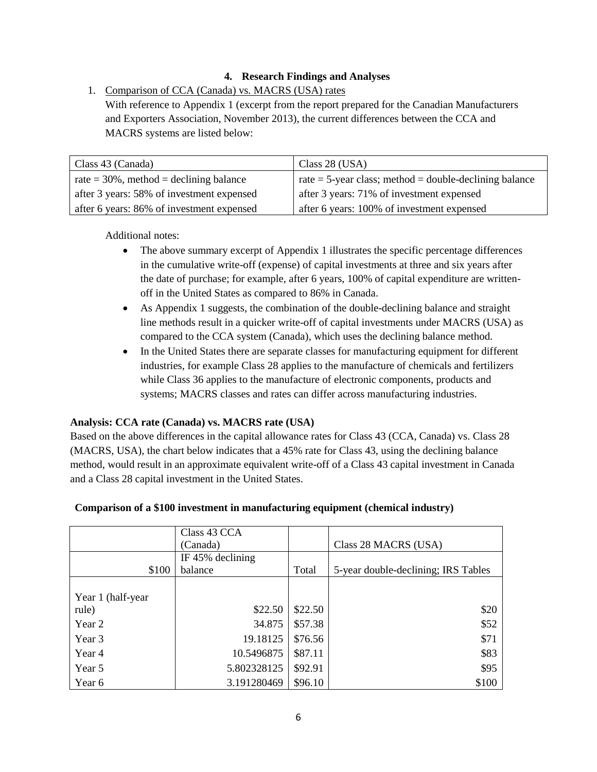## 4. Research Findings and Analyses

1. Comparison of CCA (Canada) vs. MACRS (USA) rates

   With reference to Appendix 1 (excerpt from the report prepared for the Canadian Manufacturers and Exporters Association, November 2013), the current differences between the CCA and MACRS systems are listed below:

| Class 43 (Canada) | Class 28 (USA) |
|---|---|
| rate = 30%, method = declining balance | rate = 5-year class; method = double-declining balance |
| after 3 years: 58% of investment expensed | after 3 years: 71% of investment expensed |
| after 6 years: 86% of investment expensed | after 6 years: 100% of investment expensed |

Additional notes:

- The above summary excerpt of Appendix 1 illustrates the specific percentage differences in the cumulative write-off (expense) of capital investments at three and six years after the date of purchase; for example, after 6 years, 100% of capital expenditure are written-off in the United States as compared to 86% in Canada.
- As Appendix 1 suggests, the combination of the double-declining balance and straight line methods result in a quicker write-off of capital investments under MACRS (USA) as compared to the CCA system (Canada), which uses the declining balance method.
- In the United States there are separate classes for manufacturing equipment for different industries, for example Class 28 applies to the manufacture of chemicals and fertilizers while Class 36 applies to the manufacture of electronic components, products and systems; MACRS classes and rates can differ across manufacturing industries.

**Analysis: CCA rate (Canada) vs. MACRS rate (USA)**

Based on the above differences in the capital allowance rates for Class 43 (CCA, Canada) vs. Class 28 (MACRS, USA), the chart below indicates that a 45% rate for Class 43, using the declining balance method, would result in an approximate equivalent write-off of a Class 43 capital investment in Canada and a Class 28 capital investment in the United States.

**Comparison of a $100 investment in manufacturing equipment (chemical industry)**

| | Class 43 CCA (Canada) | | Class 28 MACRS (USA) |
|---|---|---|---|
| $100 | IF 45% declining balance | Total | 5-year double-declining; IRS Tables |
| Year 1 (half-year rule) | $22.50 | $22.50 | $20 |
| Year 2 | 34.875 | $57.38 | $52 |
| Year 3 | 19.18125 | $76.56 | $71 |
| Year 4 | 10.5496875 | $87.11 | $83 |
| Year 5 | 5.802328125 | $92.91 | $95 |
| Year 6 | 3.191280469 | $96.10 | $100 |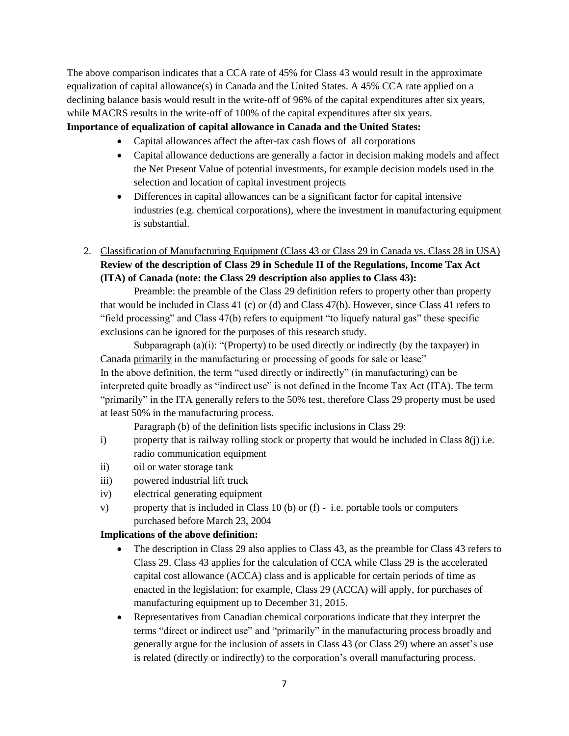The above comparison indicates that a CCA rate of 45% for Class 43 would result in the approximate equalization of capital allowance(s) in Canada and the United States. A 45% CCA rate applied on a declining balance basis would result in the write-off of 96% of the capital expenditures after six years, while MACRS results in the write-off of 100% of the capital expenditures after six years.

**Importance of equalization of capital allowance in Canada and the United States:**

- Capital allowances affect the after-tax cash flows of all corporations
- Capital allowance deductions are generally a factor in decision making models and affect the Net Present Value of potential investments, for example decision models used in the selection and location of capital investment projects
- Differences in capital allowances can be a significant factor for capital intensive industries (e.g. chemical corporations), where the investment in manufacturing equipment is substantial.

2. <u>Classification of Manufacturing Equipment (Class 43 or Class 29 in Canada vs. Class 28 in USA)</u>

   **Review of the description of Class 29 in Schedule II of the Regulations, Income Tax Act (ITA) of Canada (note: the Class 29 description also applies to Class 43):**

   Preamble: the preamble of the Class 29 definition refers to property other than property that would be included in Class 41 (c) or (d) and Class 47(b). However, since Class 41 refers to "field processing" and Class 47(b) refers to equipment "to liquefy natural gas" these specific exclusions can be ignored for the purposes of this research study.

   Subparagraph (a)(i): "(Property) to be <u>used directly or indirectly</u> (by the taxpayer) in Canada <u>primarily</u> in the manufacturing or processing of goods for sale or lease"

   In the above definition, the term "used directly or indirectly" (in manufacturing) can be interpreted quite broadly as "indirect use" is not defined in the Income Tax Act (ITA). The term "primarily" in the ITA generally refers to the 50% test, therefore Class 29 property must be used at least 50% in the manufacturing process.

   Paragraph (b) of the definition lists specific inclusions in Class 29:

   i) property that is railway rolling stock or property that would be included in Class 8(j) i.e. radio communication equipment
   ii) oil or water storage tank
   iii) powered industrial lift truck
   iv) electrical generating equipment
   v) property that is included in Class 10 (b) or (f) - i.e. portable tools or computers purchased before March 23, 2004

   **Implications of the above definition:**

   - The description in Class 29 also applies to Class 43, as the preamble for Class 43 refers to Class 29. Class 43 applies for the calculation of CCA while Class 29 is the accelerated capital cost allowance (ACCA) class and is applicable for certain periods of time as enacted in the legislation; for example, Class 29 (ACCA) will apply, for purchases of manufacturing equipment up to December 31, 2015.
   - Representatives from Canadian chemical corporations indicate that they interpret the terms "direct or indirect use" and "primarily" in the manufacturing process broadly and generally argue for the inclusion of assets in Class 43 (or Class 29) where an asset's use is related (directly or indirectly) to the corporation's overall manufacturing process.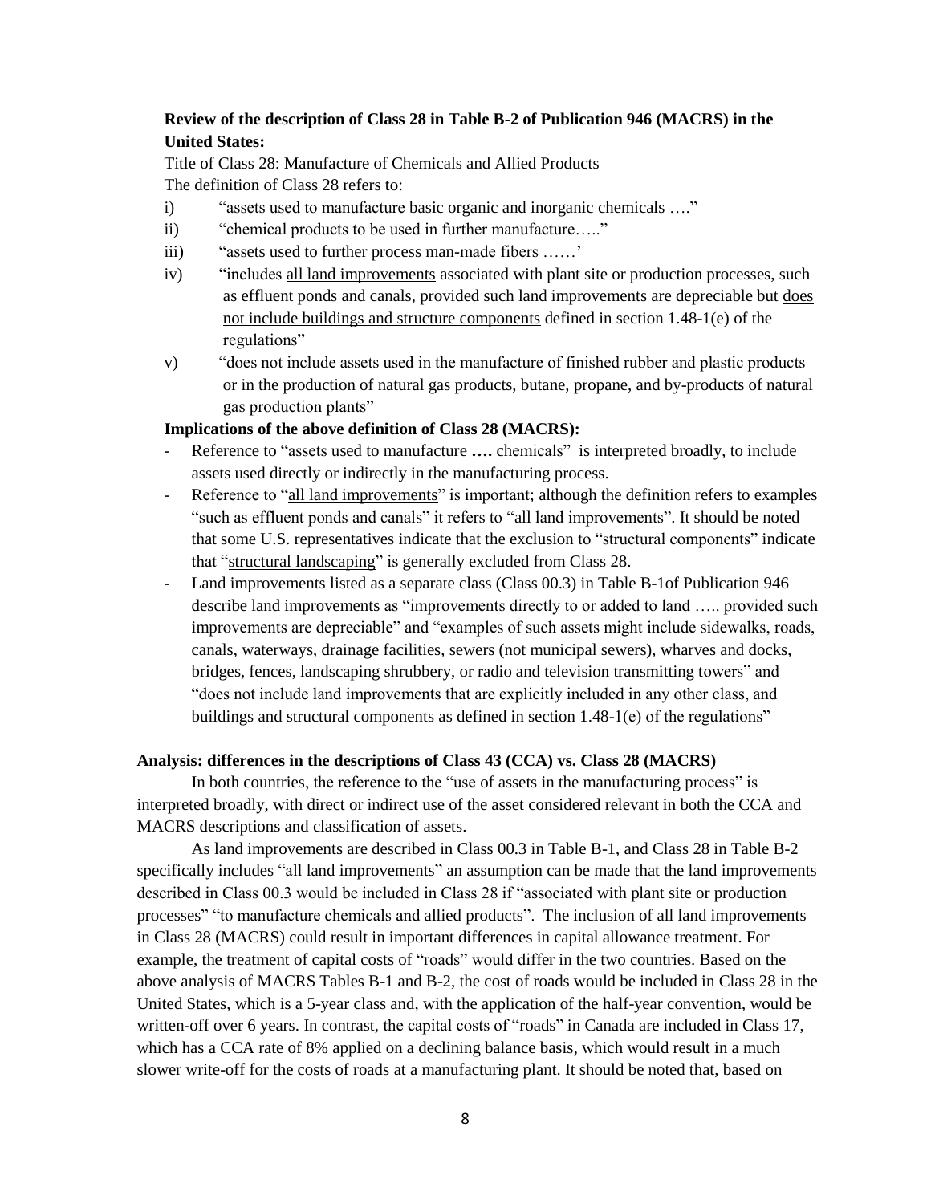**Review of the description of Class 28 in Table B-2 of Publication 946 (MACRS) in the United States:**

Title of Class 28: Manufacture of Chemicals and Allied Products

The definition of Class 28 refers to:

i) "assets used to manufacture basic organic and inorganic chemicals …."
ii) "chemical products to be used in further manufacture….."
iii) "assets used to further process man-made fibers ……'
iv) "includes <u>all land improvements</u> associated with plant site or production processes, such as effluent ponds and canals, provided such land improvements are depreciable but <u>does not include buildings and structure components</u> defined in section 1.48-1(e) of the regulations"
v) "does not include assets used in the manufacture of finished rubber and plastic products or in the production of natural gas products, butane, propane, and by-products of natural gas production plants"

**Implications of the above definition of Class 28 (MACRS):**

- Reference to "assets used to manufacture **….** chemicals" is interpreted broadly, to include assets used directly or indirectly in the manufacturing process.
- Reference to "<u>all land improvements</u>" is important; although the definition refers to examples "such as effluent ponds and canals" it refers to "all land improvements". It should be noted that some U.S. representatives indicate that the exclusion to "structural components" indicate that "<u>structural landscaping</u>" is generally excluded from Class 28.
- Land improvements listed as a separate class (Class 00.3) in Table B-1of Publication 946 describe land improvements as "improvements directly to or added to land ….. provided such improvements are depreciable" and "examples of such assets might include sidewalks, roads, canals, waterways, drainage facilities, sewers (not municipal sewers), wharves and docks, bridges, fences, landscaping shrubbery, or radio and television transmitting towers" and "does not include land improvements that are explicitly included in any other class, and buildings and structural components as defined in section 1.48-1(e) of the regulations"

**Analysis: differences in the descriptions of Class 43 (CCA) vs. Class 28 (MACRS)**

In both countries, the reference to the "use of assets in the manufacturing process" is interpreted broadly, with direct or indirect use of the asset considered relevant in both the CCA and MACRS descriptions and classification of assets.

As land improvements are described in Class 00.3 in Table B-1, and Class 28 in Table B-2 specifically includes "all land improvements" an assumption can be made that the land improvements described in Class 00.3 would be included in Class 28 if "associated with plant site or production processes" "to manufacture chemicals and allied products". The inclusion of all land improvements in Class 28 (MACRS) could result in important differences in capital allowance treatment. For example, the treatment of capital costs of "roads" would differ in the two countries. Based on the above analysis of MACRS Tables B-1 and B-2, the cost of roads would be included in Class 28 in the United States, which is a 5-year class and, with the application of the half-year convention, would be written-off over 6 years. In contrast, the capital costs of "roads" in Canada are included in Class 17, which has a CCA rate of 8% applied on a declining balance basis, which would result in a much slower write-off for the costs of roads at a manufacturing plant. It should be noted that, based on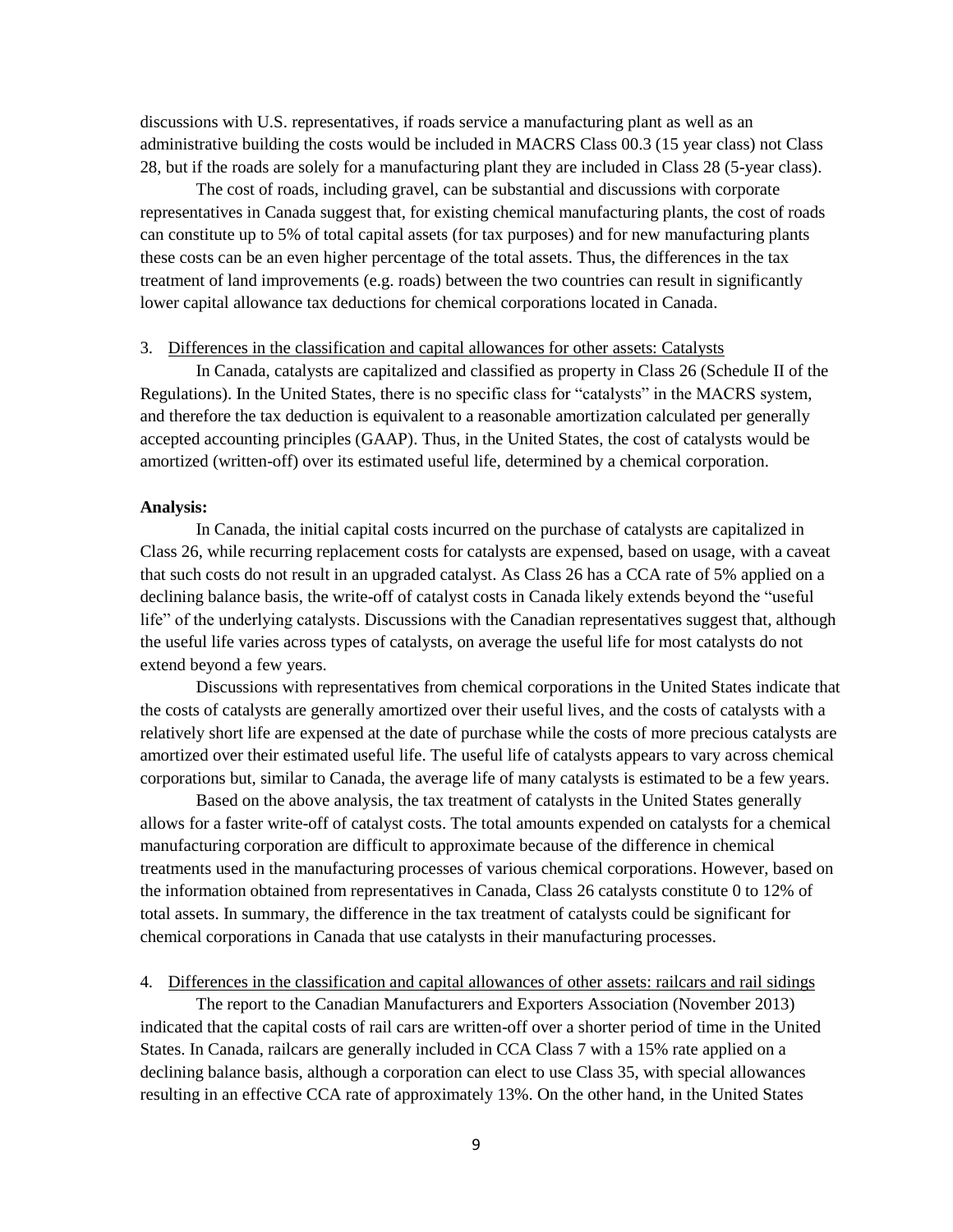discussions with U.S. representatives, if roads service a manufacturing plant as well as an administrative building the costs would be included in MACRS Class 00.3 (15 year class) not Class 28, but if the roads are solely for a manufacturing plant they are included in Class 28 (5-year class).

The cost of roads, including gravel, can be substantial and discussions with corporate representatives in Canada suggest that, for existing chemical manufacturing plants, the cost of roads can constitute up to 5% of total capital assets (for tax purposes) and for new manufacturing plants these costs can be an even higher percentage of the total assets. Thus, the differences in the tax treatment of land improvements (e.g. roads) between the two countries can result in significantly lower capital allowance tax deductions for chemical corporations located in Canada.

3. Differences in the classification and capital allowances for other assets: Catalysts

In Canada, catalysts are capitalized and classified as property in Class 26 (Schedule II of the Regulations). In the United States, there is no specific class for "catalysts" in the MACRS system, and therefore the tax deduction is equivalent to a reasonable amortization calculated per generally accepted accounting principles (GAAP). Thus, in the United States, the cost of catalysts would be amortized (written-off) over its estimated useful life, determined by a chemical corporation.

**Analysis:**

In Canada, the initial capital costs incurred on the purchase of catalysts are capitalized in Class 26, while recurring replacement costs for catalysts are expensed, based on usage, with a caveat that such costs do not result in an upgraded catalyst. As Class 26 has a CCA rate of 5% applied on a declining balance basis, the write-off of catalyst costs in Canada likely extends beyond the "useful life" of the underlying catalysts. Discussions with the Canadian representatives suggest that, although the useful life varies across types of catalysts, on average the useful life for most catalysts do not extend beyond a few years.

Discussions with representatives from chemical corporations in the United States indicate that the costs of catalysts are generally amortized over their useful lives, and the costs of catalysts with a relatively short life are expensed at the date of purchase while the costs of more precious catalysts are amortized over their estimated useful life. The useful life of catalysts appears to vary across chemical corporations but, similar to Canada, the average life of many catalysts is estimated to be a few years.

Based on the above analysis, the tax treatment of catalysts in the United States generally allows for a faster write-off of catalyst costs. The total amounts expended on catalysts for a chemical manufacturing corporation are difficult to approximate because of the difference in chemical treatments used in the manufacturing processes of various chemical corporations. However, based on the information obtained from representatives in Canada, Class 26 catalysts constitute 0 to 12% of total assets. In summary, the difference in the tax treatment of catalysts could be significant for chemical corporations in Canada that use catalysts in their manufacturing processes.

4. Differences in the classification and capital allowances of other assets: railcars and rail sidings

The report to the Canadian Manufacturers and Exporters Association (November 2013) indicated that the capital costs of rail cars are written-off over a shorter period of time in the United States. In Canada, railcars are generally included in CCA Class 7 with a 15% rate applied on a declining balance basis, although a corporation can elect to use Class 35, with special allowances resulting in an effective CCA rate of approximately 13%. On the other hand, in the United States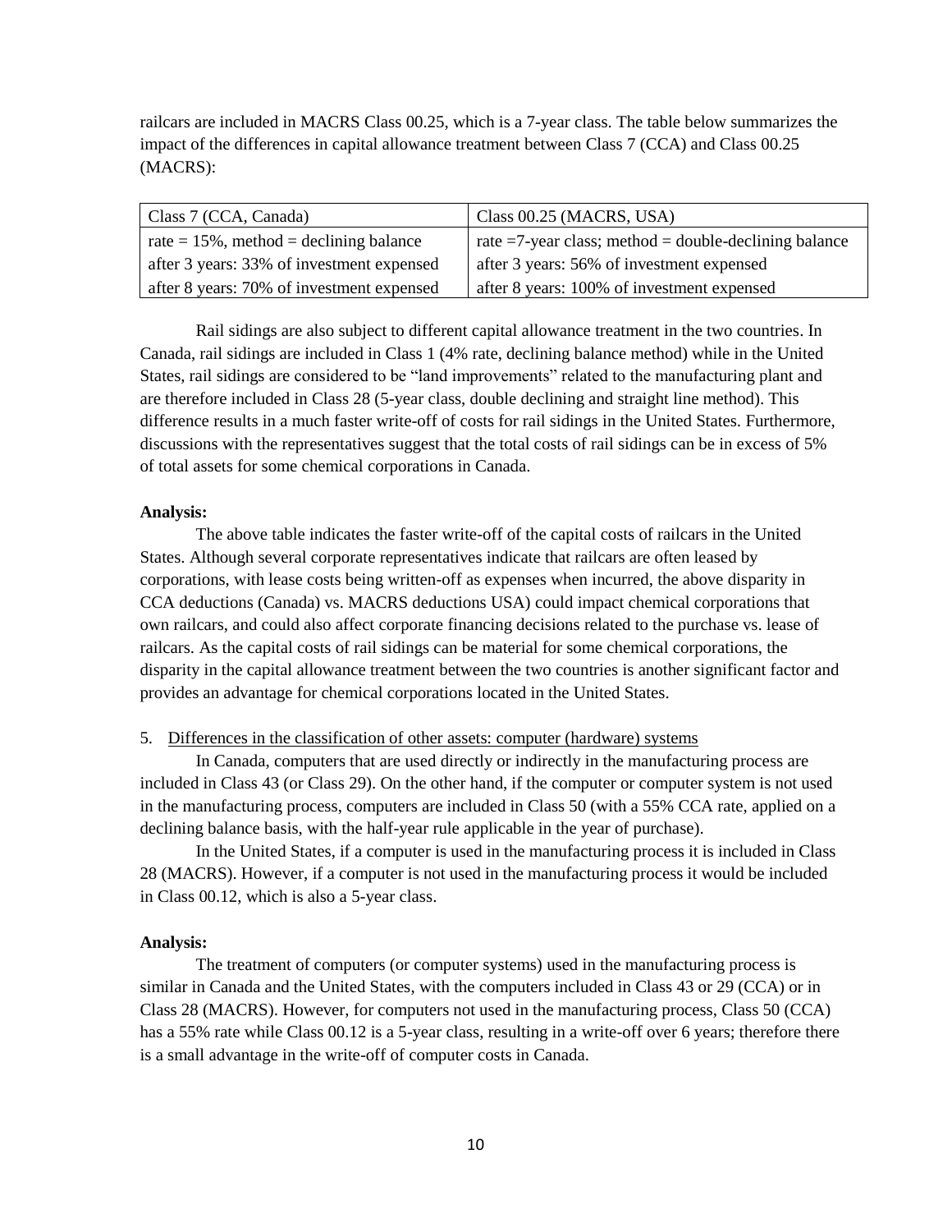railcars are included in MACRS Class 00.25, which is a 7-year class. The table below summarizes the impact of the differences in capital allowance treatment between Class 7 (CCA) and Class 00.25 (MACRS):

| Class 7 (CCA, Canada) | Class 00.25 (MACRS, USA) |
|---|---|
| rate = 15%, method = declining balance | rate =7-year class; method = double-declining balance |
| after 3 years: 33% of investment expensed | after 3 years: 56% of investment expensed |
| after 8 years: 70% of investment expensed | after 8 years: 100% of investment expensed |

Rail sidings are also subject to different capital allowance treatment in the two countries. In Canada, rail sidings are included in Class 1 (4% rate, declining balance method) while in the United States, rail sidings are considered to be "land improvements" related to the manufacturing plant and are therefore included in Class 28 (5-year class, double declining and straight line method). This difference results in a much faster write-off of costs for rail sidings in the United States. Furthermore, discussions with the representatives suggest that the total costs of rail sidings can be in excess of 5% of total assets for some chemical corporations in Canada.

**Analysis:**

The above table indicates the faster write-off of the capital costs of railcars in the United States. Although several corporate representatives indicate that railcars are often leased by corporations, with lease costs being written-off as expenses when incurred, the above disparity in CCA deductions (Canada) vs. MACRS deductions USA) could impact chemical corporations that own railcars, and could also affect corporate financing decisions related to the purchase vs. lease of railcars. As the capital costs of rail sidings can be material for some chemical corporations, the disparity in the capital allowance treatment between the two countries is another significant factor and provides an advantage for chemical corporations located in the United States.

5. Differences in the classification of other assets: computer (hardware) systems

In Canada, computers that are used directly or indirectly in the manufacturing process are included in Class 43 (or Class 29). On the other hand, if the computer or computer system is not used in the manufacturing process, computers are included in Class 50 (with a 55% CCA rate, applied on a declining balance basis, with the half-year rule applicable in the year of purchase).

In the United States, if a computer is used in the manufacturing process it is included in Class 28 (MACRS). However, if a computer is not used in the manufacturing process it would be included in Class 00.12, which is also a 5-year class.

**Analysis:**

The treatment of computers (or computer systems) used in the manufacturing process is similar in Canada and the United States, with the computers included in Class 43 or 29 (CCA) or in Class 28 (MACRS). However, for computers not used in the manufacturing process, Class 50 (CCA) has a 55% rate while Class 00.12 is a 5-year class, resulting in a write-off over 6 years; therefore there is a small advantage in the write-off of computer costs in Canada.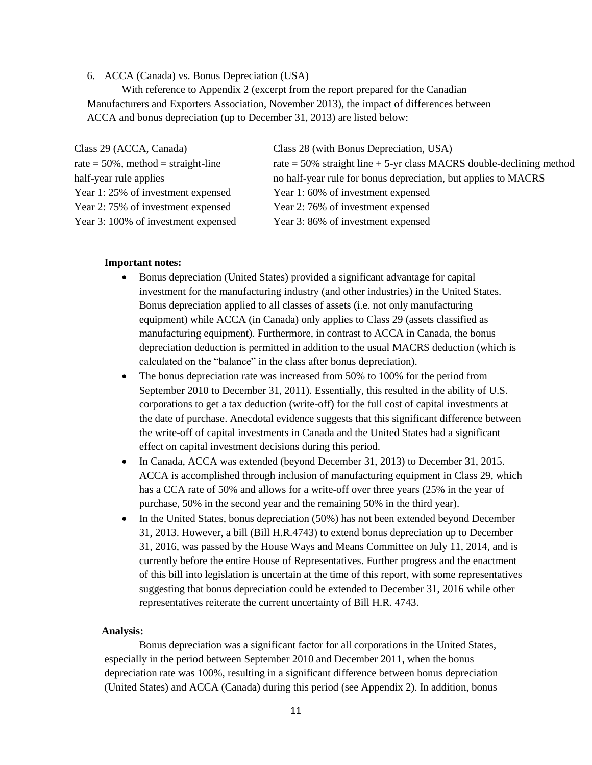6. ACCA (Canada) vs. Bonus Depreciation (USA)

With reference to Appendix 2 (excerpt from the report prepared for the Canadian Manufacturers and Exporters Association, November 2013), the impact of differences between ACCA and bonus depreciation (up to December 31, 2013) are listed below:

| Class 29 (ACCA, Canada) | Class 28 (with Bonus Depreciation, USA) |
|---|---|
| rate = 50%, method = straight-line | rate = 50% straight line + 5-yr class MACRS double-declining method |
| half-year rule applies | no half-year rule for bonus depreciation, but applies to MACRS |
| Year 1: 25% of investment expensed | Year 1: 60% of investment expensed |
| Year 2: 75% of investment expensed | Year 2: 76% of investment expensed |
| Year 3: 100% of investment expensed | Year 3: 86% of investment expensed |

**Important notes:**

- Bonus depreciation (United States) provided a significant advantage for capital investment for the manufacturing industry (and other industries) in the United States. Bonus depreciation applied to all classes of assets (i.e. not only manufacturing equipment) while ACCA (in Canada) only applies to Class 29 (assets classified as manufacturing equipment). Furthermore, in contrast to ACCA in Canada, the bonus depreciation deduction is permitted in addition to the usual MACRS deduction (which is calculated on the "balance" in the class after bonus depreciation).
- The bonus depreciation rate was increased from 50% to 100% for the period from September 2010 to December 31, 2011). Essentially, this resulted in the ability of U.S. corporations to get a tax deduction (write-off) for the full cost of capital investments at the date of purchase. Anecdotal evidence suggests that this significant difference between the write-off of capital investments in Canada and the United States had a significant effect on capital investment decisions during this period.
- In Canada, ACCA was extended (beyond December 31, 2013) to December 31, 2015. ACCA is accomplished through inclusion of manufacturing equipment in Class 29, which has a CCA rate of 50% and allows for a write-off over three years (25% in the year of purchase, 50% in the second year and the remaining 50% in the third year).
- In the United States, bonus depreciation (50%) has not been extended beyond December 31, 2013. However, a bill (Bill H.R.4743) to extend bonus depreciation up to December 31, 2016, was passed by the House Ways and Means Committee on July 11, 2014, and is currently before the entire House of Representatives. Further progress and the enactment of this bill into legislation is uncertain at the time of this report, with some representatives suggesting that bonus depreciation could be extended to December 31, 2016 while other representatives reiterate the current uncertainty of Bill H.R. 4743.

**Analysis:**

Bonus depreciation was a significant factor for all corporations in the United States, especially in the period between September 2010 and December 2011, when the bonus depreciation rate was 100%, resulting in a significant difference between bonus depreciation (United States) and ACCA (Canada) during this period (see Appendix 2). In addition, bonus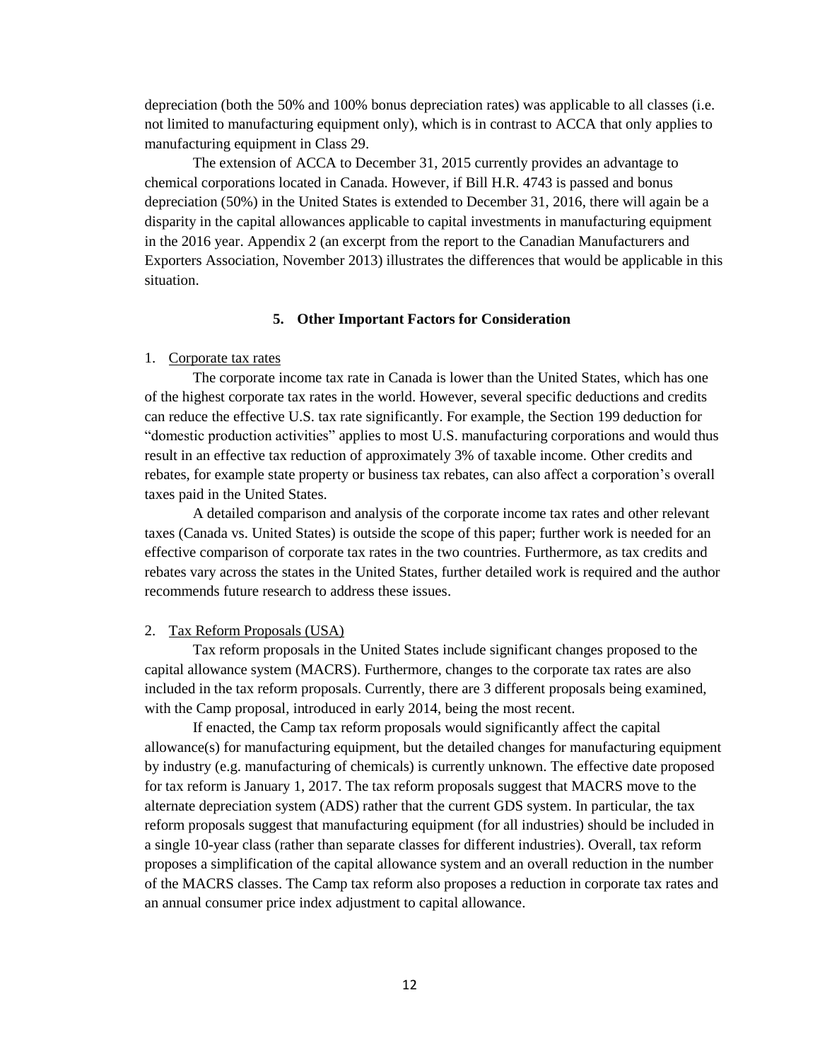depreciation (both the 50% and 100% bonus depreciation rates) was applicable to all classes (i.e. not limited to manufacturing equipment only), which is in contrast to ACCA that only applies to manufacturing equipment in Class 29.

The extension of ACCA to December 31, 2015 currently provides an advantage to chemical corporations located in Canada. However, if Bill H.R. 4743 is passed and bonus depreciation (50%) in the United States is extended to December 31, 2016, there will again be a disparity in the capital allowances applicable to capital investments in manufacturing equipment in the 2016 year. Appendix 2 (an excerpt from the report to the Canadian Manufacturers and Exporters Association, November 2013) illustrates the differences that would be applicable in this situation.

## 5. Other Important Factors for Consideration

1. Corporate tax rates

The corporate income tax rate in Canada is lower than the United States, which has one of the highest corporate tax rates in the world. However, several specific deductions and credits can reduce the effective U.S. tax rate significantly. For example, the Section 199 deduction for "domestic production activities" applies to most U.S. manufacturing corporations and would thus result in an effective tax reduction of approximately 3% of taxable income. Other credits and rebates, for example state property or business tax rebates, can also affect a corporation's overall taxes paid in the United States.

A detailed comparison and analysis of the corporate income tax rates and other relevant taxes (Canada vs. United States) is outside the scope of this paper; further work is needed for an effective comparison of corporate tax rates in the two countries. Furthermore, as tax credits and rebates vary across the states in the United States, further detailed work is required and the author recommends future research to address these issues.

2. Tax Reform Proposals (USA)

Tax reform proposals in the United States include significant changes proposed to the capital allowance system (MACRS). Furthermore, changes to the corporate tax rates are also included in the tax reform proposals. Currently, there are 3 different proposals being examined, with the Camp proposal, introduced in early 2014, being the most recent.

If enacted, the Camp tax reform proposals would significantly affect the capital allowance(s) for manufacturing equipment, but the detailed changes for manufacturing equipment by industry (e.g. manufacturing of chemicals) is currently unknown. The effective date proposed for tax reform is January 1, 2017. The tax reform proposals suggest that MACRS move to the alternate depreciation system (ADS) rather that the current GDS system. In particular, the tax reform proposals suggest that manufacturing equipment (for all industries) should be included in a single 10-year class (rather than separate classes for different industries). Overall, tax reform proposes a simplification of the capital allowance system and an overall reduction in the number of the MACRS classes. The Camp tax reform also proposes a reduction in corporate tax rates and an annual consumer price index adjustment to capital allowance.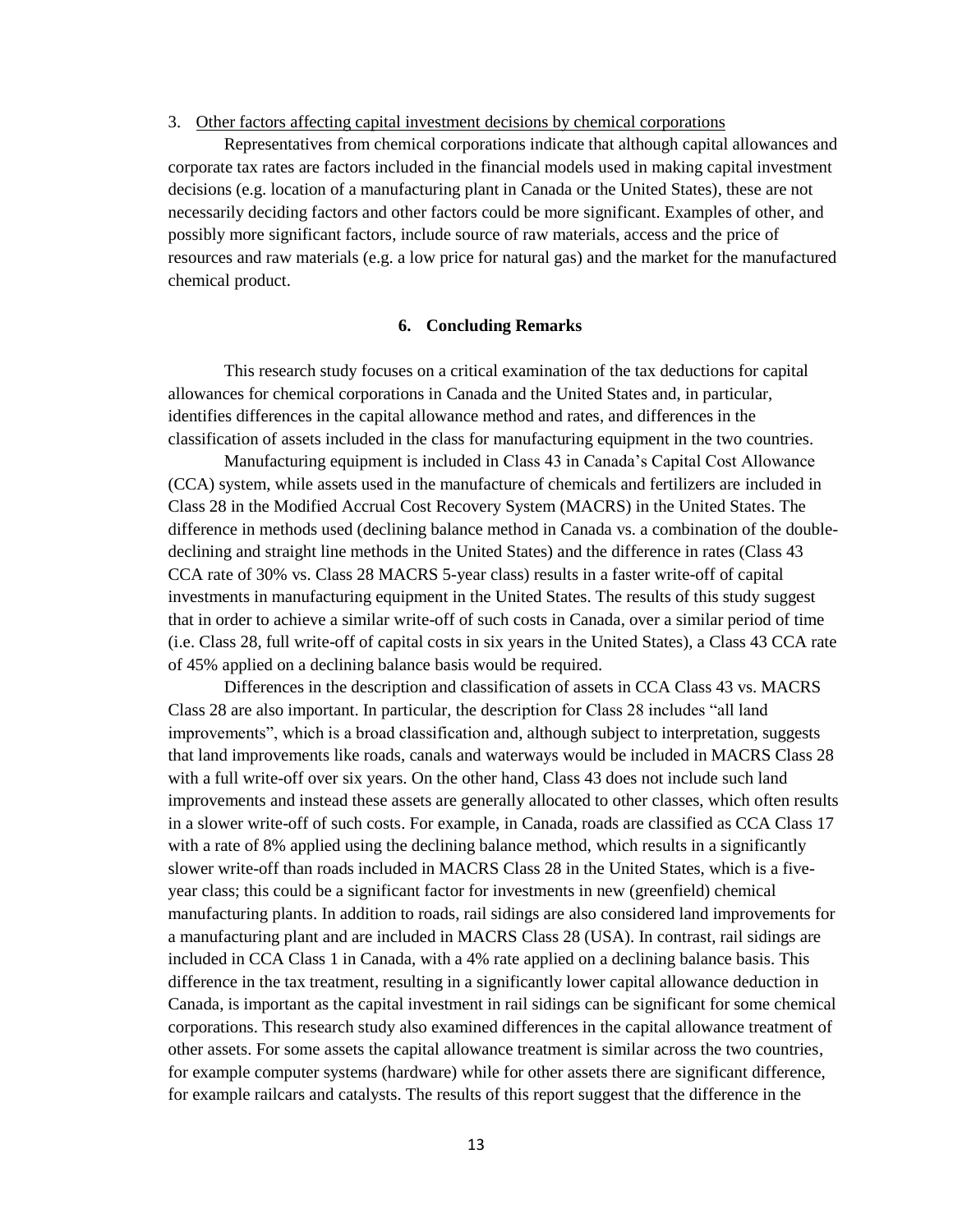3. Other factors affecting capital investment decisions by chemical corporations

Representatives from chemical corporations indicate that although capital allowances and corporate tax rates are factors included in the financial models used in making capital investment decisions (e.g. location of a manufacturing plant in Canada or the United States), these are not necessarily deciding factors and other factors could be more significant. Examples of other, and possibly more significant factors, include source of raw materials, access and the price of resources and raw materials (e.g. a low price for natural gas) and the market for the manufactured chemical product.

## 6. Concluding Remarks

This research study focuses on a critical examination of the tax deductions for capital allowances for chemical corporations in Canada and the United States and, in particular, identifies differences in the capital allowance method and rates, and differences in the classification of assets included in the class for manufacturing equipment in the two countries.

Manufacturing equipment is included in Class 43 in Canada's Capital Cost Allowance (CCA) system, while assets used in the manufacture of chemicals and fertilizers are included in Class 28 in the Modified Accrual Cost Recovery System (MACRS) in the United States. The difference in methods used (declining balance method in Canada vs. a combination of the double-declining and straight line methods in the United States) and the difference in rates (Class 43 CCA rate of 30% vs. Class 28 MACRS 5-year class) results in a faster write-off of capital investments in manufacturing equipment in the United States. The results of this study suggest that in order to achieve a similar write-off of such costs in Canada, over a similar period of time (i.e. Class 28, full write-off of capital costs in six years in the United States), a Class 43 CCA rate of 45% applied on a declining balance basis would be required.

Differences in the description and classification of assets in CCA Class 43 vs. MACRS Class 28 are also important. In particular, the description for Class 28 includes "all land improvements", which is a broad classification and, although subject to interpretation, suggests that land improvements like roads, canals and waterways would be included in MACRS Class 28 with a full write-off over six years. On the other hand, Class 43 does not include such land improvements and instead these assets are generally allocated to other classes, which often results in a slower write-off of such costs. For example, in Canada, roads are classified as CCA Class 17 with a rate of 8% applied using the declining balance method, which results in a significantly slower write-off than roads included in MACRS Class 28 in the United States, which is a five-year class; this could be a significant factor for investments in new (greenfield) chemical manufacturing plants. In addition to roads, rail sidings are also considered land improvements for a manufacturing plant and are included in MACRS Class 28 (USA). In contrast, rail sidings are included in CCA Class 1 in Canada, with a 4% rate applied on a declining balance basis. This difference in the tax treatment, resulting in a significantly lower capital allowance deduction in Canada, is important as the capital investment in rail sidings can be significant for some chemical corporations. This research study also examined differences in the capital allowance treatment of other assets. For some assets the capital allowance treatment is similar across the two countries, for example computer systems (hardware) while for other assets there are significant difference, for example railcars and catalysts. The results of this report suggest that the difference in the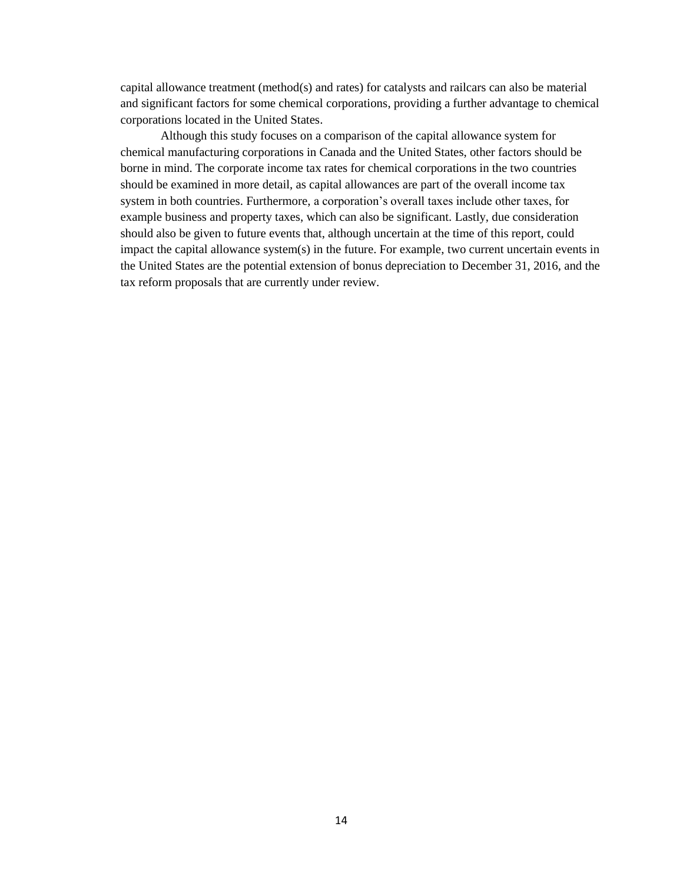capital allowance treatment (method(s) and rates) for catalysts and railcars can also be material and significant factors for some chemical corporations, providing a further advantage to chemical corporations located in the United States.

Although this study focuses on a comparison of the capital allowance system for chemical manufacturing corporations in Canada and the United States, other factors should be borne in mind. The corporate income tax rates for chemical corporations in the two countries should be examined in more detail, as capital allowances are part of the overall income tax system in both countries. Furthermore, a corporation's overall taxes include other taxes, for example business and property taxes, which can also be significant. Lastly, due consideration should also be given to future events that, although uncertain at the time of this report, could impact the capital allowance system(s) in the future. For example, two current uncertain events in the United States are the potential extension of bonus depreciation to December 31, 2016, and the tax reform proposals that are currently under review.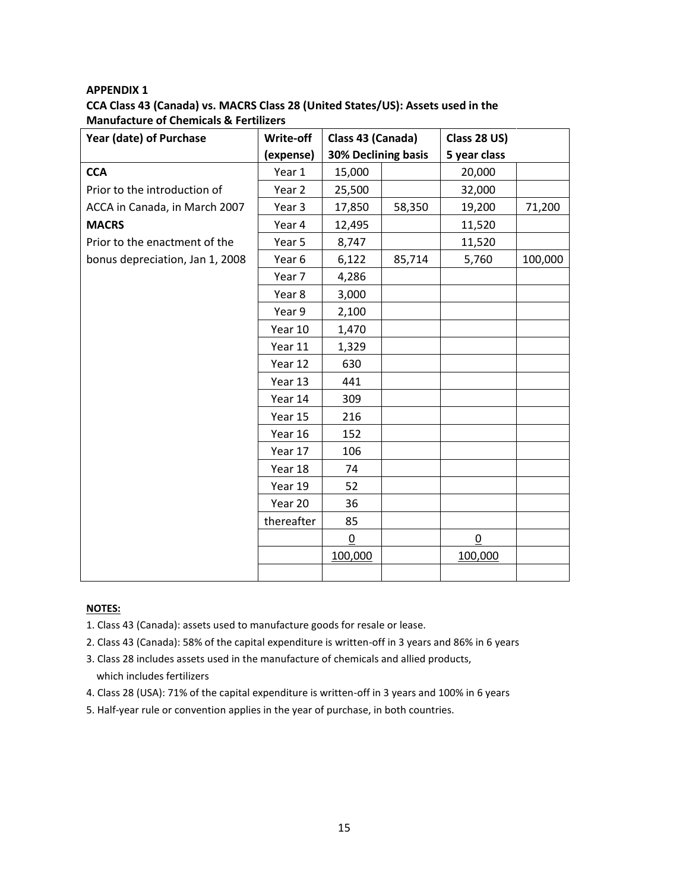**APPENDIX 1**

**CCA Class 43 (Canada) vs. MACRS Class 28 (United States/US): Assets used in the Manufacture of Chemicals & Fertilizers**

| Year (date) of Purchase | Write-off (expense) | Class 43 (Canada) 30% Declining basis | | Class 28 US) 5 year class | |
|---|---|---|---|---|---|
| **CCA** | Year 1 | 15,000 | | 20,000 | |
| Prior to the introduction of | Year 2 | 25,500 | | 32,000 | |
| ACCA in Canada, in March 2007 | Year 3 | 17,850 | 58,350 | 19,200 | 71,200 |
| **MACRS** | Year 4 | 12,495 | | 11,520 | |
| Prior to the enactment of the | Year 5 | 8,747 | | 11,520 | |
| bonus depreciation, Jan 1, 2008 | Year 6 | 6,122 | 85,714 | 5,760 | 100,000 |
| | Year 7 | 4,286 | | | |
| | Year 8 | 3,000 | | | |
| | Year 9 | 2,100 | | | |
| | Year 10 | 1,470 | | | |
| | Year 11 | 1,329 | | | |
| | Year 12 | 630 | | | |
| | Year 13 | 441 | | | |
| | Year 14 | 309 | | | |
| | Year 15 | 216 | | | |
| | Year 16 | 152 | | | |
| | Year 17 | 106 | | | |
| | Year 18 | 74 | | | |
| | Year 19 | 52 | | | |
| | Year 20 | 36 | | | |
| | thereafter | 85 | | | |
| | | 0 | | 0 | |
| | | 100,000 | | 100,000 | |
| | | | | | |

**NOTES:**

1. Class 43 (Canada): assets used to manufacture goods for resale or lease.
2. Class 43 (Canada): 58% of the capital expenditure is written-off in 3 years and 86% in 6 years
3. Class 28 includes assets used in the manufacture of chemicals and allied products, which includes fertilizers
4. Class 28 (USA): 71% of the capital expenditure is written-off in 3 years and 100% in 6 years
5. Half-year rule or convention applies in the year of purchase, in both countries.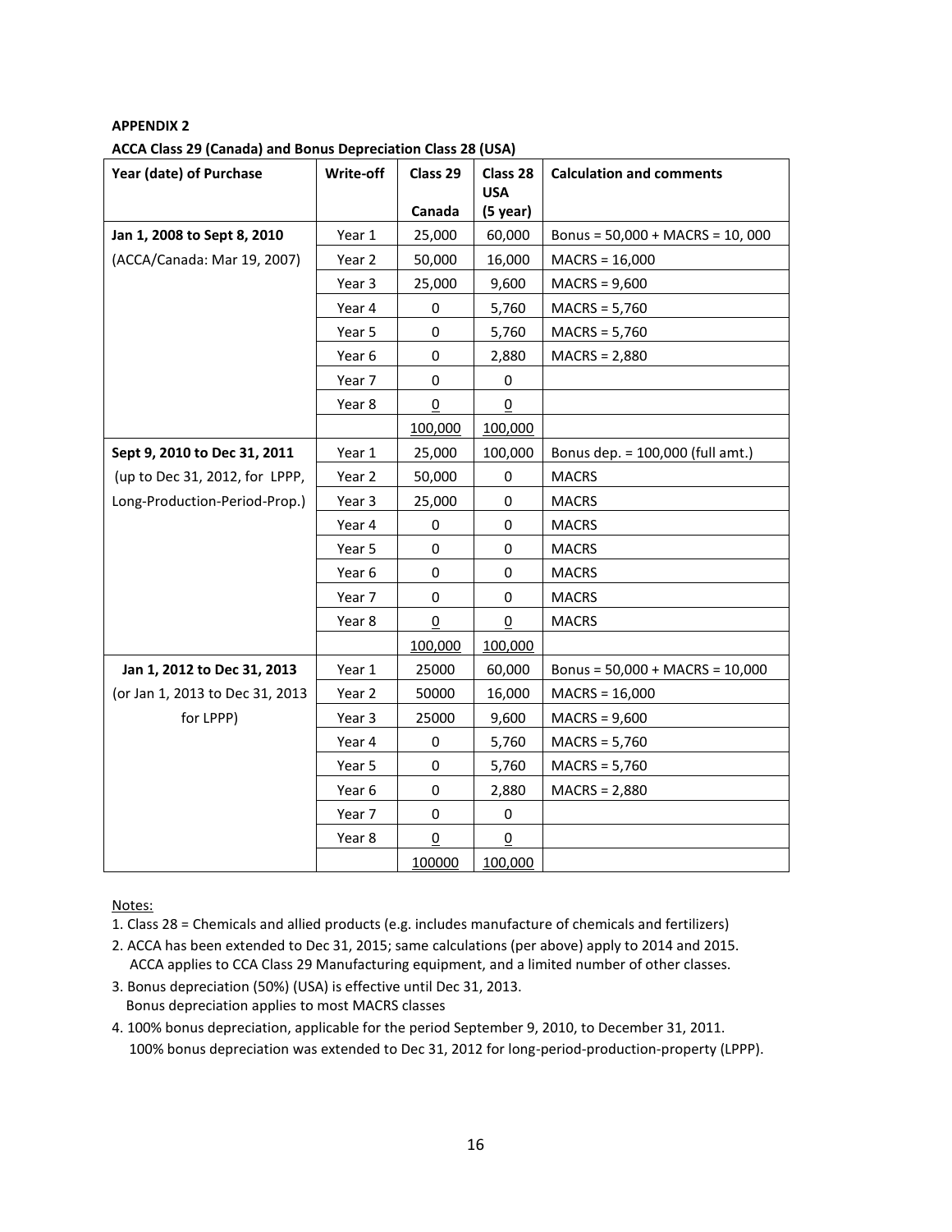**APPENDIX 2**

**ACCA Class 29 (Canada) and Bonus Depreciation Class 28 (USA)**

| Year (date) of Purchase | Write-off | Class 29 Canada | Class 28 USA (5 year) | Calculation and comments |
|---|---|---|---|---|
| **Jan 1, 2008 to Sept 8, 2010** | Year 1 | 25,000 | 60,000 | Bonus = 50,000 + MACRS = 10, 000 |
| (ACCA/Canada: Mar 19, 2007) | Year 2 | 50,000 | 16,000 | MACRS = 16,000 |
| | Year 3 | 25,000 | 9,600 | MACRS = 9,600 |
| | Year 4 | 0 | 5,760 | MACRS = 5,760 |
| | Year 5 | 0 | 5,760 | MACRS = 5,760 |
| | Year 6 | 0 | 2,880 | MACRS = 2,880 |
| | Year 7 | 0 | 0 | |
| | Year 8 | 0 | 0 | |
| | | 100,000 | 100,000 | |
| **Sept 9, 2010 to Dec 31, 2011** | Year 1 | 25,000 | 100,000 | Bonus dep. = 100,000 (full amt.) |
| (up to Dec 31, 2012, for LPPP, | Year 2 | 50,000 | 0 | MACRS |
| Long-Production-Period-Prop.) | Year 3 | 25,000 | 0 | MACRS |
| | Year 4 | 0 | 0 | MACRS |
| | Year 5 | 0 | 0 | MACRS |
| | Year 6 | 0 | 0 | MACRS |
| | Year 7 | 0 | 0 | MACRS |
| | Year 8 | 0 | 0 | MACRS |
| | | 100,000 | 100,000 | |
| **Jan 1, 2012 to Dec 31, 2013** | Year 1 | 25000 | 60,000 | Bonus = 50,000 + MACRS = 10,000 |
| (or Jan 1, 2013 to Dec 31, 2013 | Year 2 | 50000 | 16,000 | MACRS = 16,000 |
| for LPPP) | Year 3 | 25000 | 9,600 | MACRS = 9,600 |
| | Year 4 | 0 | 5,760 | MACRS = 5,760 |
| | Year 5 | 0 | 5,760 | MACRS = 5,760 |
| | Year 6 | 0 | 2,880 | MACRS = 2,880 |
| | Year 7 | 0 | 0 | |
| | Year 8 | 0 | 0 | |
| | | 100000 | 100,000 | |

Notes:

1. Class 28 = Chemicals and allied products (e.g. includes manufacture of chemicals and fertilizers)
2. ACCA has been extended to Dec 31, 2015; same calculations (per above) apply to 2014 and 2015. ACCA applies to CCA Class 29 Manufacturing equipment, and a limited number of other classes.
3. Bonus depreciation (50%) (USA) is effective until Dec 31, 2013. Bonus depreciation applies to most MACRS classes
4. 100% bonus depreciation, applicable for the period September 9, 2010, to December 31, 2011. 100% bonus depreciation was extended to Dec 31, 2012 for long-period-production-property (LPPP).